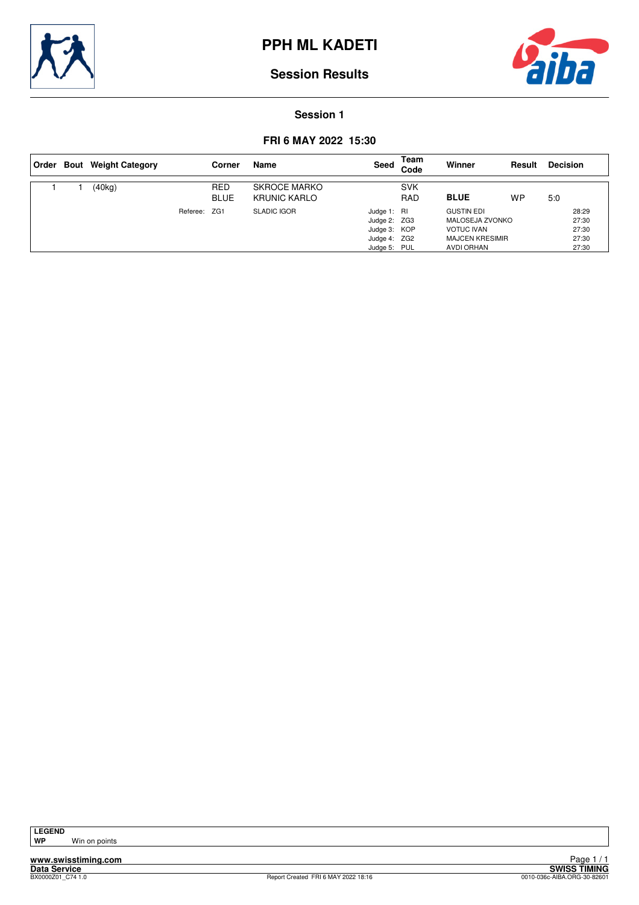# PPH ML KADETI

## Session Results

### Session 1

### FRI 6 MAY 2022 15:30

| Order | Bout | Weight Category | Corner | Name | Seed | Team Code | Winner | Result | Decision |
|---|---|---|---|---|---|---|---|---|---|
| 1 | 1 | (40kg) | RED | SKROCE MARKO | | SVK | | | |
| | | | BLUE | KRUNIC KARLO | | RAD | **BLUE** | WP | 5:0 |
| | | Referee: | ZG1 | SLADIC IGOR | Judge 1: | RI | GUSTIN EDI | | 28:29 |
| | | | | | Judge 2: | ZG3 | MALOSEJA ZVONKO | | 27:30 |
| | | | | | Judge 3: | KOP | VOTUC IVAN | | 27:30 |
| | | | | | Judge 4: | ZG2 | MAJCEN KRESIMIR | | 27:30 |
| | | | | | Judge 5: | PUL | AVDI ORHAN | | 27:30 |

**LEGEND**
**WP** Win on points

www.swisstiming.com
Data Service
BX0000Z01_C74 1.0
Report Created FRI 6 MAY 2022 18:16
SWISS TIMING
0010-036c-AIBA.ORG-30-82601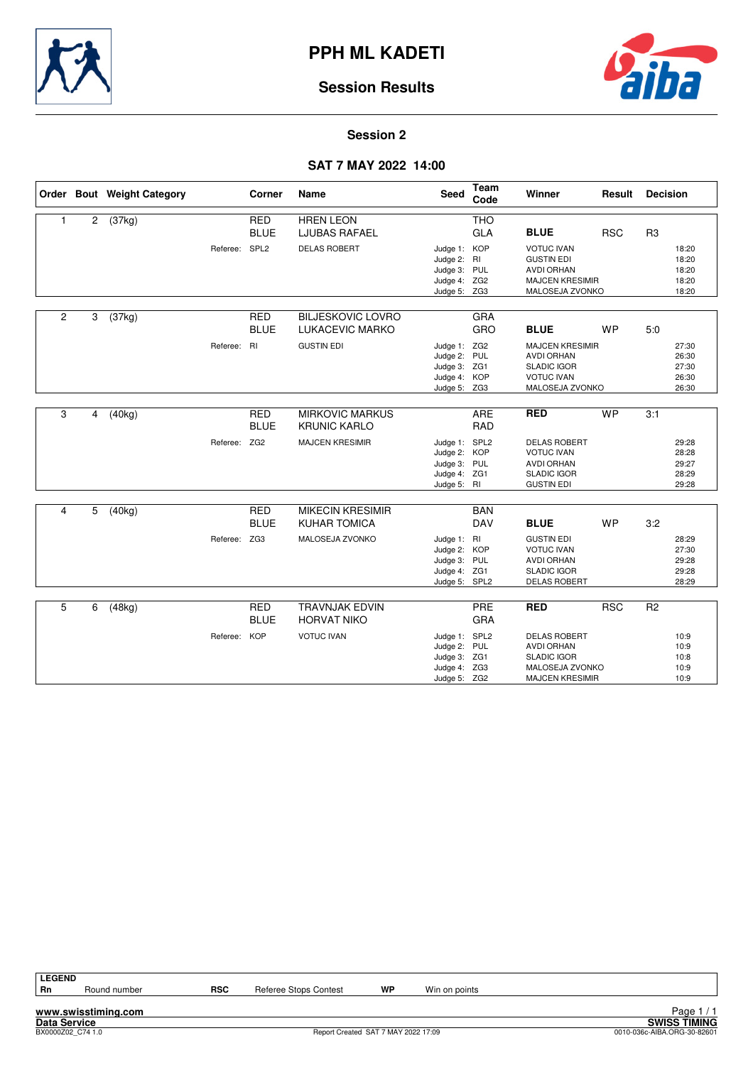# PPH ML KADETI

## Session Results

### Session 2

### SAT 7 MAY 2022 14:00

| Order | Bout | Weight Category | | Corner | Name | Seed | Team Code | Winner | Result | Decision |
|---|---|---|---|---|---|---|---|---|---|---|
| 1 | 2 | (37kg) | | RED | HREN LEON | | THO | | | |
| | | | | BLUE | LJUBAS RAFAEL | | GLA | **BLUE** | RSC | R3 |
| | | | Referee: | SPL2 | DELAS ROBERT | Judge 1: | KOP | VOTUC IVAN | | 18:20 |
| | | | | | | Judge 2: | RI | GUSTIN EDI | | 18:20 |
| | | | | | | Judge 3: | PUL | AVDI ORHAN | | 18:20 |
| | | | | | | Judge 4: | ZG2 | MAJCEN KRESIMIR | | 18:20 |
| | | | | | | Judge 5: | ZG3 | MALOSEJA ZVONKO | | 18:20 |
| 2 | 3 | (37kg) | | RED | BILJESKOVIC LOVRO | | GRA | | | |
| | | | | BLUE | LUKACEVIC MARKO | | GRO | **BLUE** | WP | 5:0 |
| | | | Referee: | RI | GUSTIN EDI | Judge 1: | ZG2 | MAJCEN KRESIMIR | | 27:30 |
| | | | | | | Judge 2: | PUL | AVDI ORHAN | | 26:30 |
| | | | | | | Judge 3: | ZG1 | SLADIC IGOR | | 27:30 |
| | | | | | | Judge 4: | KOP | VOTUC IVAN | | 26:30 |
| | | | | | | Judge 5: | ZG3 | MALOSEJA ZVONKO | | 26:30 |
| 3 | 4 | (40kg) | | RED | MIRKOVIC MARKUS | | ARE | **RED** | WP | 3:1 |
| | | | | BLUE | KRUNIC KARLO | | RAD | | | |
| | | | Referee: | ZG2 | MAJCEN KRESIMIR | Judge 1: | SPL2 | DELAS ROBERT | | 29:28 |
| | | | | | | Judge 2: | KOP | VOTUC IVAN | | 28:28 |
| | | | | | | Judge 3: | PUL | AVDI ORHAN | | 29:27 |
| | | | | | | Judge 4: | ZG1 | SLADIC IGOR | | 28:29 |
| | | | | | | Judge 5: | RI | GUSTIN EDI | | 29:28 |
| 4 | 5 | (40kg) | | RED | MIKECIN KRESIMIR | | BAN | | | |
| | | | | BLUE | KUHAR TOMICA | | DAV | **BLUE** | WP | 3:2 |
| | | | Referee: | ZG3 | MALOSEJA ZVONKO | Judge 1: | RI | GUSTIN EDI | | 28:29 |
| | | | | | | Judge 2: | KOP | VOTUC IVAN | | 27:30 |
| | | | | | | Judge 3: | PUL | AVDI ORHAN | | 29:28 |
| | | | | | | Judge 4: | ZG1 | SLADIC IGOR | | 29:28 |
| | | | | | | Judge 5: | SPL2 | DELAS ROBERT | | 28:29 |
| 5 | 6 | (48kg) | | RED | TRAVNJAK EDVIN | | PRE | **RED** | RSC | R2 |
| | | | | BLUE | HORVAT NIKO | | GRA | | | |
| | | | Referee: | KOP | VOTUC IVAN | Judge 1: | SPL2 | DELAS ROBERT | | 10:9 |
| | | | | | | Judge 2: | PUL | AVDI ORHAN | | 10:9 |
| | | | | | | Judge 3: | ZG1 | SLADIC IGOR | | 10:8 |
| | | | | | | Judge 4: | ZG3 | MALOSEJA ZVONKO | | 10:9 |
| | | | | | | Judge 5: | ZG2 | MAJCEN KRESIMIR | | 10:9 |

**LEGEND**

| | | | | | |
|---|---|---|---|---|---|
| **Rn** | Round number | **RSC** | Referee Stops Contest | **WP** | Win on points |

www.swisstiming.com
Data Service
BX0000Z02_C74 1.0
Report Created SAT 7 MAY 2022 17:09
SWISS TIMING
0010-036c-AIBA.ORG-30-82601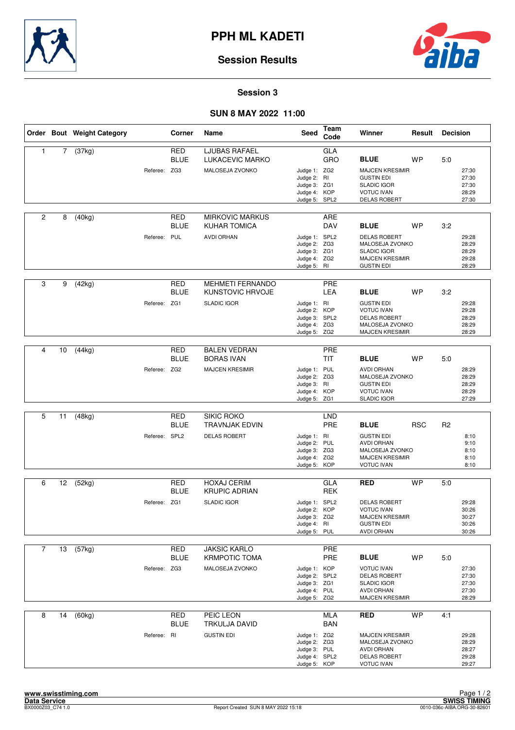# PPH ML KADETI

## Session Results

### Session 3

### SUN 8 MAY 2022 11:00

| Order | Bout | Weight Category | Corner | Name | Seed | Team Code | Winner | Result | Decision |
|---|---|---|---|---|---|---|---|---|---|
| 1 | 7 | (37kg) | RED | LJUBAS RAFAEL | | GLA | | | |
| | | | BLUE | LUKACEVIC MARKO | | GRO | **BLUE** | WP | 5:0 |
| | | Referee: | ZG3 | MALOSEJA ZVONKO | Judge 1: | ZG2 | MAJCEN KRESIMIR | | 27:30 |
| | | | | | Judge 2: | RI | GUSTIN EDI | | 27:30 |
| | | | | | Judge 3: | ZG1 | SLADIC IGOR | | 27:30 |
| | | | | | Judge 4: | KOP | VOTUC IVAN | | 28:29 |
| | | | | | Judge 5: | SPL2 | DELAS ROBERT | | 27:30 |
| 2 | 8 | (40kg) | RED | MIRKOVIC MARKUS | | ARE | | | |
| | | | BLUE | KUHAR TOMICA | | DAV | **BLUE** | WP | 3:2 |
| | | Referee: | PUL | AVDI ORHAN | Judge 1: | SPL2 | DELAS ROBERT | | 29:28 |
| | | | | | Judge 2: | ZG3 | MALOSEJA ZVONKO | | 28:29 |
| | | | | | Judge 3: | ZG1 | SLADIC IGOR | | 28:29 |
| | | | | | Judge 4: | ZG2 | MAJCEN KRESIMIR | | 29:28 |
| | | | | | Judge 5: | RI | GUSTIN EDI | | 28:29 |
| 3 | 9 | (42kg) | RED | MEHMETI FERNANDO | | PRE | | | |
| | | | BLUE | KUNSTOVIC HRVOJE | | LEA | **BLUE** | WP | 3:2 |
| | | Referee: | ZG1 | SLADIC IGOR | Judge 1: | RI | GUSTIN EDI | | 29:28 |
| | | | | | Judge 2: | KOP | VOTUC IVAN | | 29:28 |
| | | | | | Judge 3: | SPL2 | DELAS ROBERT | | 28:29 |
| | | | | | Judge 4: | ZG3 | MALOSEJA ZVONKO | | 28:29 |
| | | | | | Judge 5: | ZG2 | MAJCEN KRESIMIR | | 28:29 |
| 4 | 10 | (44kg) | RED | BALEN VEDRAN | | PRE | | | |
| | | | BLUE | BORAS IVAN | | TIT | **BLUE** | WP | 5:0 |
| | | Referee: | ZG2 | MAJCEN KRESIMIR | Judge 1: | PUL | AVDI ORHAN | | 28:29 |
| | | | | | Judge 2: | ZG3 | MALOSEJA ZVONKO | | 28:29 |
| | | | | | Judge 3: | RI | GUSTIN EDI | | 28:29 |
| | | | | | Judge 4: | KOP | VOTUC IVAN | | 28:29 |
| | | | | | Judge 5: | ZG1 | SLADIC IGOR | | 27:29 |
| 5 | 11 | (48kg) | RED | SIKIC ROKO | | LND | | | |
| | | | BLUE | TRAVNJAK EDVIN | | PRE | **BLUE** | RSC | R2 |
| | | Referee: | SPL2 | DELAS ROBERT | Judge 1: | RI | GUSTIN EDI | | 8:10 |
| | | | | | Judge 2: | PUL | AVDI ORHAN | | 9:10 |
| | | | | | Judge 3: | ZG3 | MALOSEJA ZVONKO | | 8:10 |
| | | | | | Judge 4: | ZG2 | MAJCEN KRESIMIR | | 8:10 |
| | | | | | Judge 5: | KOP | VOTUC IVAN | | 8:10 |
| 6 | 12 | (52kg) | RED | HOXAJ CERIM | | GLA | **RED** | WP | 5:0 |
| | | | BLUE | KRUPIC ADRIAN | | REK | | | |
| | | Referee: | ZG1 | SLADIC IGOR | Judge 1: | SPL2 | DELAS ROBERT | | 29:28 |
| | | | | | Judge 2: | KOP | VOTUC IVAN | | 30:26 |
| | | | | | Judge 3: | ZG2 | MAJCEN KRESIMIR | | 30:27 |
| | | | | | Judge 4: | RI | GUSTIN EDI | | 30:26 |
| | | | | | Judge 5: | PUL | AVDI ORHAN | | 30:26 |
| 7 | 13 | (57kg) | RED | JAKSIC KARLO | | PRE | | | |
| | | | BLUE | KRMPOTIC TOMA | | PRE | **BLUE** | WP | 5:0 |
| | | Referee: | ZG3 | MALOSEJA ZVONKO | Judge 1: | KOP | VOTUC IVAN | | 27:30 |
| | | | | | Judge 2: | SPL2 | DELAS ROBERT | | 27:30 |
| | | | | | Judge 3: | ZG1 | SLADIC IGOR | | 27:30 |
| | | | | | Judge 4: | PUL | AVDI ORHAN | | 27:30 |
| | | | | | Judge 5: | ZG2 | MAJCEN KRESIMIR | | 28:29 |
| 8 | 14 | (60kg) | RED | PEIC LEON | | MLA | **RED** | WP | 4:1 |
| | | | BLUE | TRKULJA DAVID | | BAN | | | |
| | | Referee: | RI | GUSTIN EDI | Judge 1: | ZG2 | MAJCEN KRESIMIR | | 29:28 |
| | | | | | Judge 2: | ZG3 | MALOSEJA ZVONKO | | 28:29 |
| | | | | | Judge 3: | PUL | AVDI ORHAN | | 28:27 |
| | | | | | Judge 4: | SPL2 | DELAS ROBERT | | 29:28 |
| | | | | | Judge 5: | KOP | VOTUC IVAN | | 29:27 |

www.swisstiming.com
Data Service
BX0000Z03_C74 1.0

Report Created SUN 8 MAY 2022 15:18

SWISS TIMING
0010-036c-AIBA.ORG-30-82601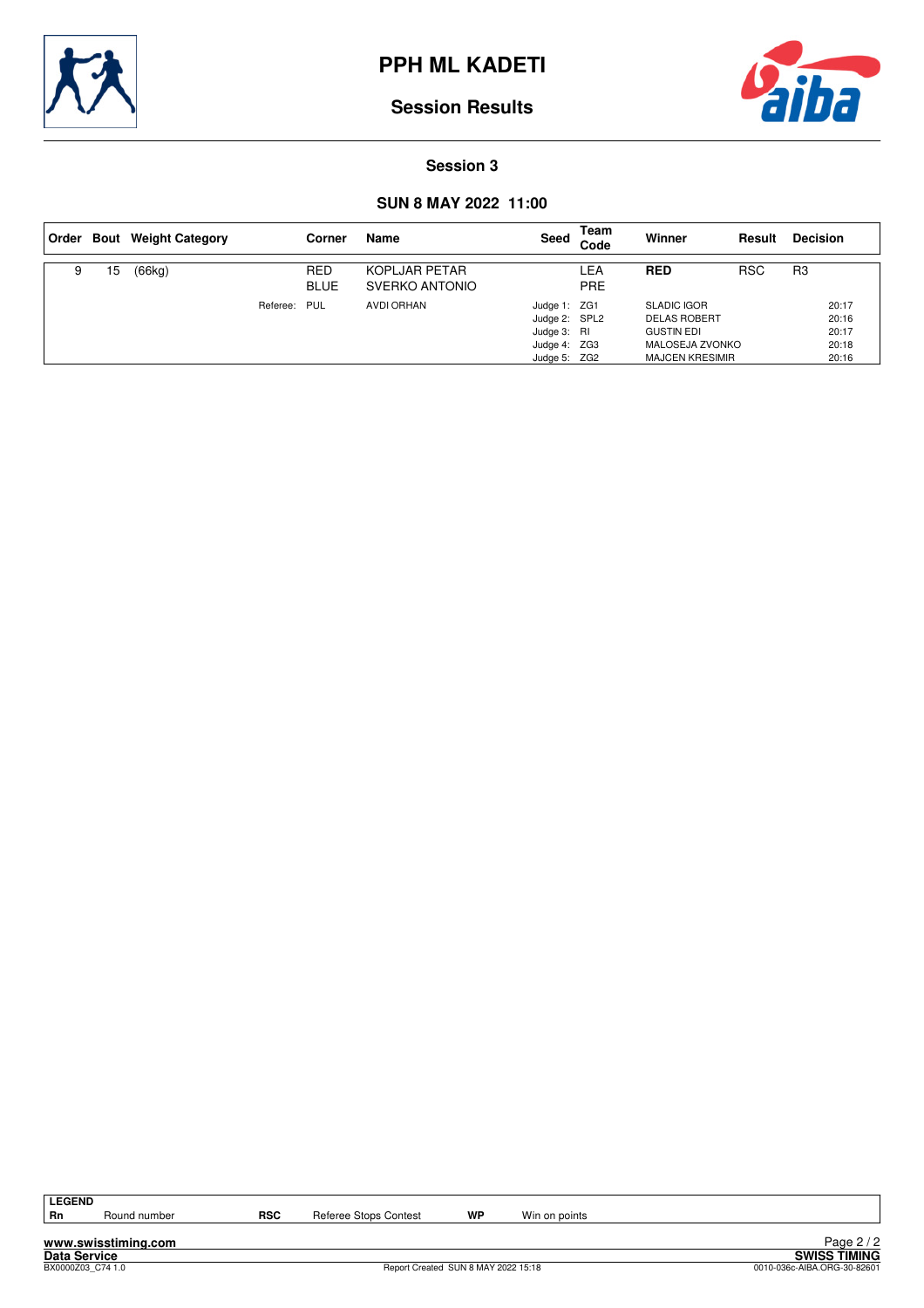# PPH ML KADETI

## Session Results

### Session 3

### SUN 8 MAY 2022 11:00

| Order | Bout | Weight Category | Corner | Name | Seed | Team Code | Winner | Result | Decision |
|---|---|---|---|---|---|---|---|---|---|
| 9 | 15 | (66kg) | RED | KOPLJAR PETAR | | LEA | **RED** | RSC | R3 |
| | | | BLUE | SVERKO ANTONIO | | PRE | | | |
| | | Referee: | PUL | AVDI ORHAN | Judge 1: | ZG1 | SLADIC IGOR | | 20:17 |
| | | | | | Judge 2: | SPL2 | DELAS ROBERT | | 20:16 |
| | | | | | Judge 3: | RI | GUSTIN EDI | | 20:17 |
| | | | | | Judge 4: | ZG3 | MALOSEJA ZVONKO | | 20:18 |
| | | | | | Judge 5: | ZG2 | MAJCEN KRESIMIR | | 20:16 |

**LEGEND**

| | | | | | |
|---|---|---|---|---|---|
| **Rn** | Round number | **RSC** | Referee Stops Contest | **WP** | Win on points |

**www.swisstiming.com**
**Data Service**
BX0000Z03_C74 1.0

Report Created SUN 8 MAY 2022 15:18

**SWISS TIMING**
0010-036c-AIBA.ORG-30-82601